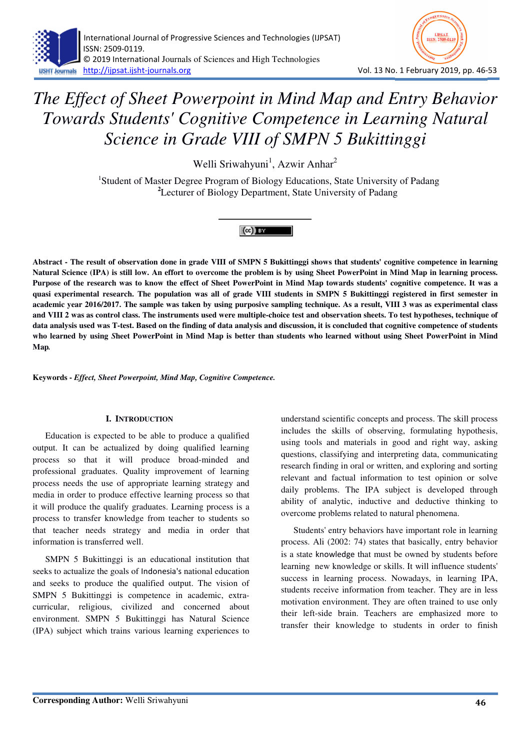# The Effect of Sheet Powerpoint in Mind Map and Entry Behavior Towards Students' Cognitive Competence in Learning Natural Science in Grade VIII of SMPN 5 Bukittinggi

Welli Sriwahyuni[1], Azwir Anhar[2]

[1]Student of Master Degree Program of Biology Educations, State University of Padang
[2]Lecturer of Biology Department, State University of Padang

**Abstract - The result of observation done in grade VIII of SMPN 5 Bukittinggi shows that students' cognitive competence in learning Natural Science (IPA) is still low. An effort to overcome the problem is by using Sheet PowerPoint in Mind Map in learning process. Purpose of the research was to know the effect of Sheet PowerPoint in Mind Map towards students' cognitive competence. It was a quasi experimental research. The population was all of grade VIII students in SMPN 5 Bukittinggi registered in first semester in academic year 2016/2017. The sample was taken by using purposive sampling technique. As a result, VIII 3 was as experimental class and VIII 2 was as control class. The instruments used were multiple-choice test and observation sheets. To test hypotheses, technique of data analysis used was T-test. Based on the finding of data analysis and discussion, it is concluded that cognitive competence of students who learned by using *S*heet PowerPoint in Mind Map is better than students who learned without using Sheet PowerPoint in Mind Map.**

**Keywords -** ***Effect, Sheet Powerpoint, Mind Map, Cognitive Competence.***

## I. Introduction

Education is expected to be able to produce a qualified output. It can be actualized by doing qualified learning process so that it will produce broad-minded and professional graduates. Quality improvement of learning process needs the use of appropriate learning strategy and media in order to produce effective learning process so that it will produce the qualify graduates. Learning process is a process to transfer knowledge from teacher to students so that teacher needs strategy and media in order that information is transferred well.

SMPN 5 Bukittinggi is an educational institution that seeks to actualize the goals of Indonesia's national education and seeks to produce the qualified output. The vision of SMPN 5 Bukittinggi is competence in academic, extra-curricular, religious, civilized and concerned about environment. SMPN 5 Bukittinggi has Natural Science (IPA) subject which trains various learning experiences to understand scientific concepts and process. The skill process includes the skills of observing, formulating hypothesis, using tools and materials in good and right way, asking questions, classifying and interpreting data, communicating research finding in oral or written, and exploring and sorting relevant and factual information to test opinion or solve daily problems. The IPA subject is developed through ability of analytic, inductive and deductive thinking to overcome problems related to natural phenomena.

Students' entry behaviors have important role in learning process. Ali (2002: 74) states that basically, entry behavior is a state knowledge that must be owned by students before learning new knowledge or skills. It will influence students' success in learning process. Nowadays, in learning IPA, students receive information from teacher. They are in less motivation environment. They are often trained to use only their left-side brain. Teachers are emphasized more to transfer their knowledge to students in order to finish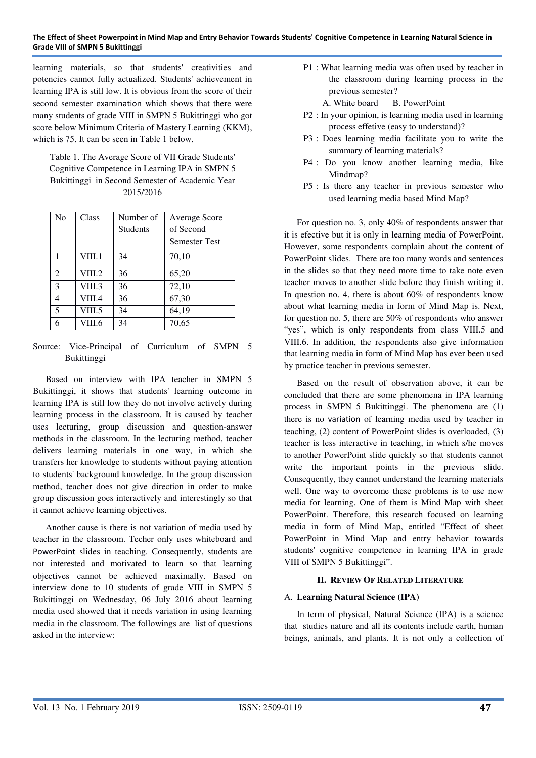learning materials, so that students' creativities and potencies cannot fully actualized. Students' achievement in learning IPA is still low. It is obvious from the score of their second semester examination which shows that there were many students of grade VIII in SMPN 5 Bukittinggi who got score below Minimum Criteria of Mastery Learning (KKM), which is 75. It can be seen in Table 1 below.

Table 1. The Average Score of VII Grade Students' Cognitive Competence in Learning IPA in SMPN 5 Bukittinggi in Second Semester of Academic Year 2015/2016

| No | Class | Number of Students | Average Score of Second Semester Test |
|---|---|---|---|
| 1 | VIII.1 | 34 | 70,10 |
| 2 | VIII.2 | 36 | 65,20 |
| 3 | VIII.3 | 36 | 72,10 |
| 4 | VIII.4 | 36 | 67,30 |
| 5 | VIII.5 | 34 | 64,19 |
| 6 | VIII.6 | 34 | 70,65 |

Source: Vice-Principal of Curriculum of SMPN 5 Bukittinggi

Based on interview with IPA teacher in SMPN 5 Bukittinggi, it shows that students' learning outcome in learning IPA is still low they do not involve actively during learning process in the classroom. It is caused by teacher uses lecturing, group discussion and question-answer methods in the classroom. In the lecturing method, teacher delivers learning materials in one way, in which she transfers her knowledge to students without paying attention to students' background knowledge. In the group discussion method, teacher does not give direction in order to make group discussion goes interactively and interestingly so that it cannot achieve learning objectives.

Another cause is there is not variation of media used by teacher in the classroom. Techer only uses whiteboard and PowerPoint slides in teaching. Consequently, students are not interested and motivated to learn so that learning objectives cannot be achieved maximally. Based on interview done to 10 students of grade VIII in SMPN 5 Bukittinggi on Wednesday, 06 July 2016 about learning media used showed that it needs variation in using learning media in the classroom. The followings are list of questions asked in the interview:

P1 : What learning media was often used by teacher in the classroom during learning process in the previous semester?
A. White board B. PowerPoint

P2 : In your opinion, is learning media used in learning process effetive (easy to understand)?

P3 : Does learning media facilitate you to write the summary of learning materials?

P4 : Do you know another learning media, like Mindmap?

P5 : Is there any teacher in previous semester who used learning media based Mind Map?

For question no. 3, only 40% of respondents answer that it is efective but it is only in learning media of PowerPoint. However, some respondents complain about the content of PowerPoint slides. There are too many words and sentences in the slides so that they need more time to take note even teacher moves to another slide before they finish writing it. In question no. 4, there is about 60% of respondents know about what learning media in form of Mind Map is. Next, for question no. 5, there are 50% of respondents who answer "yes", which is only respondents from class VIII.5 and VIII.6. In addition, the respondents also give information that learning media in form of Mind Map has ever been used by practice teacher in previous semester.

Based on the result of observation above, it can be concluded that there are some phenomena in IPA learning process in SMPN 5 Bukittinggi. The phenomena are (1) there is no variation of learning media used by teacher in teaching, (2) content of PowerPoint slides is overloaded, (3) teacher is less interactive in teaching, in which s/he moves to another PowerPoint slide quickly so that students cannot write the important points in the previous slide. Consequently, they cannot understand the learning materials well. One way to overcome these problems is to use new media for learning. One of them is Mind Map with sheet PowerPoint. Therefore, this research focused on learning media in form of Mind Map, entitled "Effect of sheet PowerPoint in Mind Map and entry behavior towards students' cognitive competence in learning IPA in grade VIII of SMPN 5 Bukittinggi".

## II. Review Of Related Literature

### A. Learning Natural Science (IPA)

In term of physical, Natural Science (IPA) is a science that studies nature and all its contents include earth, human beings, animals, and plants. It is not only a collection of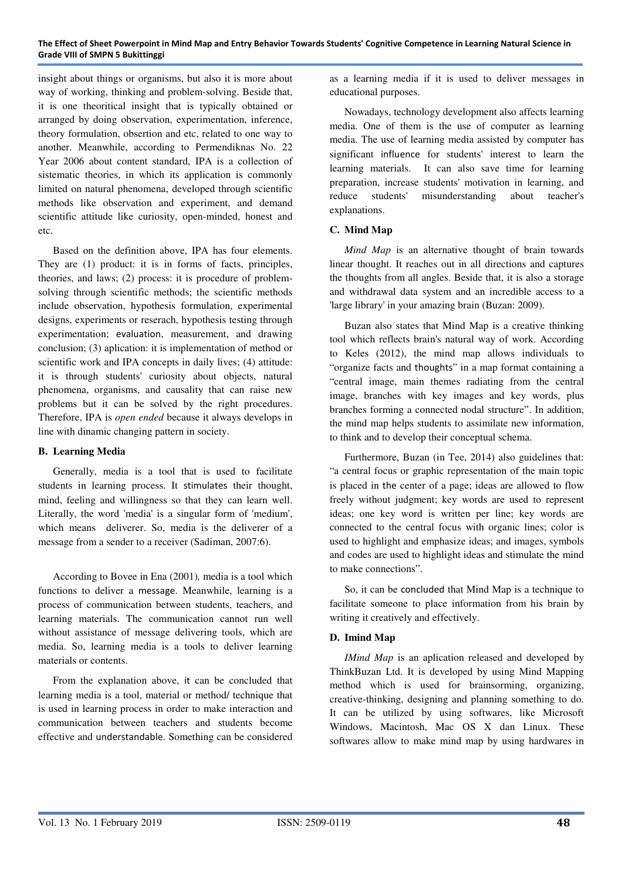insight about things or organisms, but also it is more about way of working, thinking and problem-solving. Beside that, it is one theoritical insight that is typically obtained or arranged by doing observation, experimentation, inference, theory formulation, obsertion and etc, related to one way to another. Meanwhile, according to Permendiknas No. 22 Year 2006 about content standard, IPA is a collection of sistematic theories, in which its application is commonly limited on natural phenomena, developed through scientific methods like observation and experiment, and demand scientific attitude like curiosity, open-minded, honest and etc.

Based on the definition above, IPA has four elements. They are (1) product: it is in forms of facts, principles, theories, and laws; (2) process: it is procedure of problem-solving through scientific methods; the scientific methods include observation, hypothesis formulation, experimental designs, experiments or reserach, hypothesis testing through experimentation; evaluation, measurement, and drawing conclusion; (3) aplication: it is implementation of method or scientific work and IPA concepts in daily lives; (4) attitude: it is through students' curiosity about objects, natural phenomena, organisms, and causality that can raise new problems but it can be solved by the right procedures. Therefore, IPA is *open ended* because it always develops in line with dinamic changing pattern in society.

### B. Learning Media

Generally, media is a tool that is used to facilitate students in learning process. It stimulates their thought, mind, feeling and willingness so that they can learn well. Literally, the word 'media' is a singular form of 'medium', which means deliverer. So, media is the deliverer of a message from a sender to a receiver (Sadiman, 2007:6).

According to Bovee in Ena (2001)*,* media is a tool which functions to deliver a message. Meanwhile, learning is a process of communication between students, teachers, and learning materials. The communication cannot run well without assistance of message delivering tools, which are media. So, learning media is a tools to deliver learning materials or contents.

From the explanation above, it can be concluded that learning media is a tool, material or method/ technique that is used in learning process in order to make interaction and communication between teachers and students become effective and understandable. Something can be considered as a learning media if it is used to deliver messages in educational purposes.

Nowadays, technology development also affects learning media. One of them is the use of computer as learning media. The use of learning media assisted by computer has significant influence for students' interest to learn the learning materials. It can also save time for learning preparation, increase students' motivation in learning, and reduce students' misunderstanding about teacher's explanations.

### C. Mind Map

*Mind Map* is an alternative thought of brain towards linear thought. It reaches out in all directions and captures the thoughts from all angles. Beside that, it is also a storage and withdrawal data system and an incredible access to a 'large library' in your amazing brain (Buzan: 2009).

Buzan also states that Mind Map is a creative thinking tool which reflects brain's natural way of work. According to Keles (2012), the mind map allows individuals to "organize facts and thoughts" in a map format containing a "central image, main themes radiating from the central image, branches with key images and key words, plus branches forming a connected nodal structure". In addition, the mind map helps students to assimilate new information, to think and to develop their conceptual schema.

Furthermore, Buzan (in Tee, 2014) also guidelines that: "a central focus or graphic representation of the main topic is placed in the center of a page; ideas are allowed to flow freely without judgment; key words are used to represent ideas; one key word is written per line; key words are connected to the central focus with organic lines; color is used to highlight and emphasize ideas; and images, symbols and codes are used to highlight ideas and stimulate the mind to make connections".

So, it can be concluded that Mind Map is a technique to facilitate someone to place information from his brain by writing it creatively and effectively.

### D. Imind Map

*IMind Map* is an aplication released and developed by ThinkBuzan Ltd. It is developed by using Mind Mapping method which is used for brainsorming, organizing, creative-thinking, designing and planning something to do. It can be utilized by using softwares, like Microsoft Windows, Macintosh, Mac OS X dan Linux. These softwares allow to make mind map by using hardwares in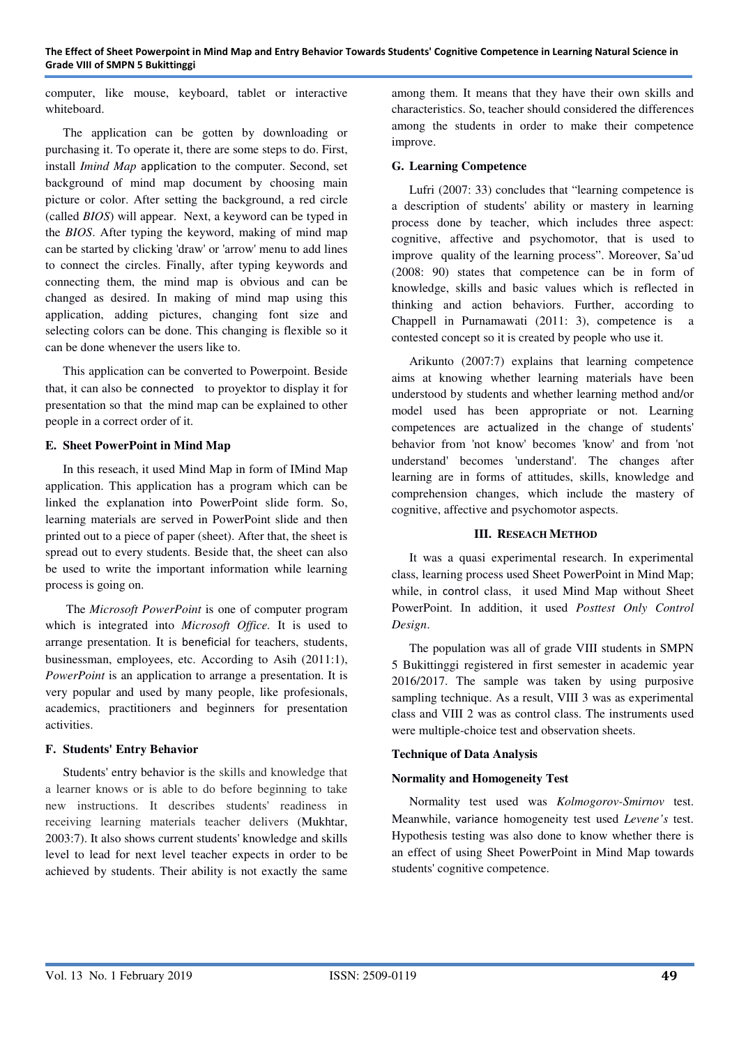computer, like mouse, keyboard, tablet or interactive whiteboard.

The application can be gotten by downloading or purchasing it. To operate it, there are some steps to do. First, install *Imind Map* application to the computer. Second, set background of mind map document by choosing main picture or color. After setting the background, a red circle (called *BIOS*) will appear. Next, a keyword can be typed in the *BIOS*. After typing the keyword, making of mind map can be started by clicking 'draw' or 'arrow' menu to add lines to connect the circles. Finally, after typing keywords and connecting them, the mind map is obvious and can be changed as desired. In making of mind map using this application, adding pictures, changing font size and selecting colors can be done. This changing is flexible so it can be done whenever the users like to.

This application can be converted to Powerpoint. Beside that, it can also be connected to proyektor to display it for presentation so that the mind map can be explained to other people in a correct order of it.

### E. Sheet PowerPoint in Mind Map

In this reseach, it used Mind Map in form of IMind Map application. This application has a program which can be linked the explanation into PowerPoint slide form. So, learning materials are served in PowerPoint slide and then printed out to a piece of paper (sheet). After that, the sheet is spread out to every students. Beside that, the sheet can also be used to write the important information while learning process is going on.

The *Microsoft PowerPoint* is one of computer program which is integrated into *Microsoft Office.* It is used to arrange presentation. It is beneficial for teachers, students, businessman, employees, etc. According to Asih (2011:1), *PowerPoint* is an application to arrange a presentation. It is very popular and used by many people, like profesionals, academics, practitioners and beginners for presentation activities.

### F. Students' Entry Behavior

Students' entry behavior is the skills and knowledge that a learner knows or is able to do before beginning to take new instructions. It describes students' readiness in receiving learning materials teacher delivers (Mukhtar, 2003:7). It also shows current students' knowledge and skills level to lead for next level teacher expects in order to be achieved by students. Their ability is not exactly the same among them. It means that they have their own skills and characteristics. So, teacher should considered the differences among the students in order to make their competence improve.

### G. Learning Competence

Lufri (2007: 33) concludes that "learning competence is a description of students' ability or mastery in learning process done by teacher, which includes three aspect: cognitive, affective and psychomotor, that is used to improve quality of the learning process". Moreover, Sa'ud (2008: 90) states that competence can be in form of knowledge, skills and basic values which is reflected in thinking and action behaviors. Further, according to Chappell in Purnamawati (2011: 3), competence is a contested concept so it is created by people who use it.

Arikunto (2007:7) explains that learning competence aims at knowing whether learning materials have been understood by students and whether learning method and/or model used has been appropriate or not. Learning competences are actualized in the change of students' behavior from 'not know' becomes 'know' and from 'not understand' becomes 'understand'. The changes after learning are in forms of attitudes, skills, knowledge and comprehension changes, which include the mastery of cognitive, affective and psychomotor aspects.

## III. RESEACH METHOD

It was a quasi experimental research. In experimental class, learning process used Sheet PowerPoint in Mind Map; while, in control class, it used Mind Map without Sheet PowerPoint. In addition, it used *Posttest Only Control Design*.

The population was all of grade VIII students in SMPN 5 Bukittinggi registered in first semester in academic year 2016/2017. The sample was taken by using purposive sampling technique. As a result, VIII 3 was as experimental class and VIII 2 was as control class. The instruments used were multiple-choice test and observation sheets.

### Technique of Data Analysis

### Normality and Homogeneity Test

Normality test used was *Kolmogorov-Smirnov* test. Meanwhile, variance homogeneity test used *Levene's* test. Hypothesis testing was also done to know whether there is an effect of using Sheet PowerPoint in Mind Map towards students' cognitive competence.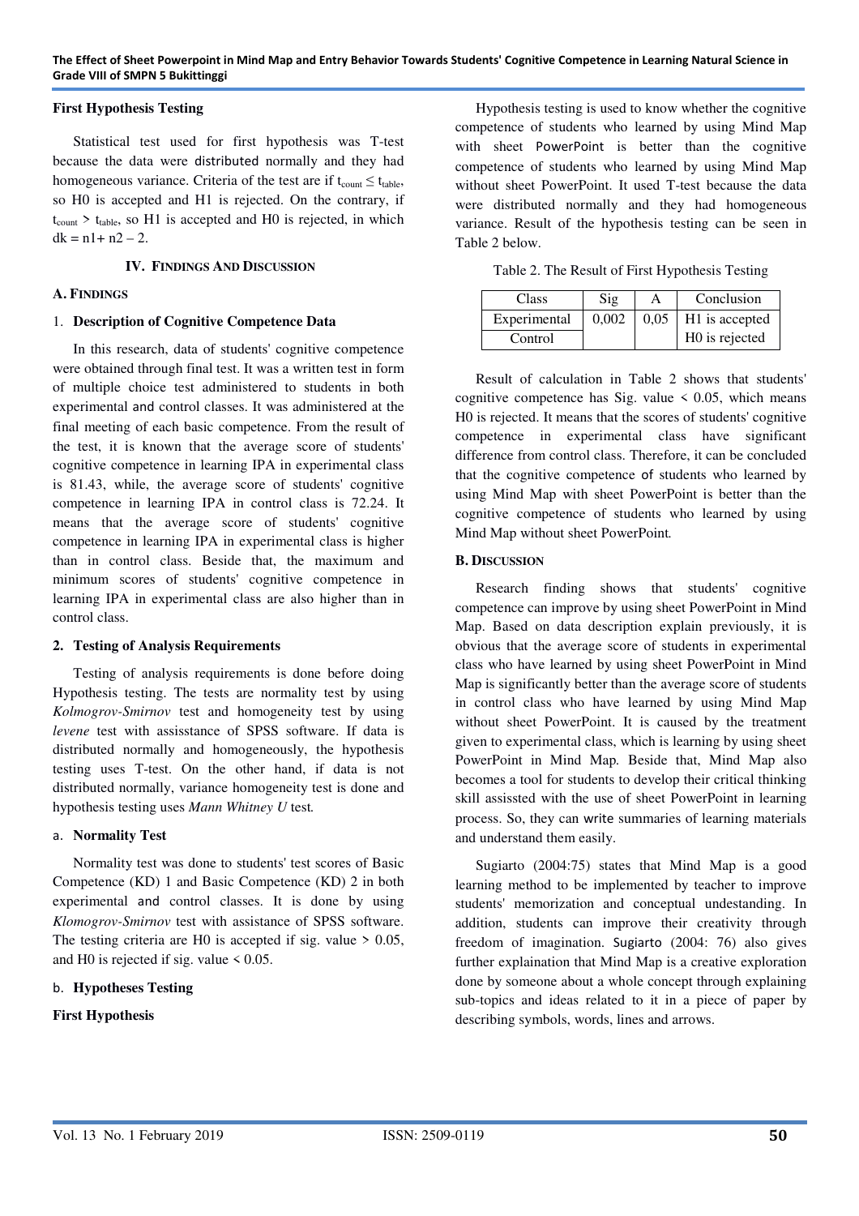**First Hypothesis Testing**

Statistical test used for first hypothesis was T-test because the data were distributed normally and they had homogeneous variance. Criteria of the test are if $t_{count} \leq t_{table}$, so H0 is accepted and H1 is rejected. On the contrary, if $t_{count} > t_{table}$, so H1 is accepted and H0 is rejected, in which $dk = n1 + n2 - 2$.

## IV. FINDINGS AND DISCUSSION

### A. FINDINGS

#### 1. Description of Cognitive Competence Data

In this research, data of students' cognitive competence were obtained through final test. It was a written test in form of multiple choice test administered to students in both experimental and control classes. It was administered at the final meeting of each basic competence. From the result of the test, it is known that the average score of students' cognitive competence in learning IPA in experimental class is 81.43, while, the average score of students' cognitive competence in learning IPA in control class is 72.24. It means that the average score of students' cognitive competence in learning IPA in experimental class is higher than in control class. Beside that, the maximum and minimum scores of students' cognitive competence in learning IPA in experimental class are also higher than in control class.

#### 2. Testing of Analysis Requirements

Testing of analysis requirements is done before doing Hypothesis testing. The tests are normality test by using *Kolmogrov-Smirnov* test and homogeneity test by using *levene* test with assisstance of SPSS software. If data is distributed normally and homogeneously, the hypothesis testing uses T-test. On the other hand, if data is not distributed normally, variance homogeneity test is done and hypothesis testing uses *Mann Whitney U* test.

##### a. Normality Test

Normality test was done to students' test scores of Basic Competence (KD) 1 and Basic Competence (KD) 2 in both experimental and control classes. It is done by using *Klomogrov-Smirnov* test with assistance of SPSS software. The testing criteria are H0 is accepted if sig. value > 0.05, and H0 is rejected if sig. value < 0.05.

##### b. Hypotheses Testing

**First Hypothesis**

Hypothesis testing is used to know whether the cognitive competence of students who learned by using Mind Map with sheet PowerPoint is better than the cognitive competence of students who learned by using Mind Map without sheet PowerPoint. It used T-test because the data were distributed normally and they had homogeneous variance. Result of the hypothesis testing can be seen in Table 2 below.

Table 2. The Result of First Hypothesis Testing

| Class | Sig | Α | Conclusion |
|---|---|---|---|
| Experimental | 0,002 | 0,05 | H1 is accepted |
| Control | | | H0 is rejected |

Result of calculation in Table 2 shows that students' cognitive competence has Sig. value < 0.05, which means H0 is rejected. It means that the scores of students' cognitive competence in experimental class have significant difference from control class. Therefore, it can be concluded that the cognitive competence of students who learned by using Mind Map with sheet PowerPoint is better than the cognitive competence of students who learned by using Mind Map without sheet PowerPoint.

### B. DISCUSSION

Research finding shows that students' cognitive competence can improve by using sheet PowerPoint in Mind Map. Based on data description explain previously, it is obvious that the average score of students in experimental class who have learned by using sheet PowerPoint in Mind Map is significantly better than the average score of students in control class who have learned by using Mind Map without sheet PowerPoint. It is caused by the treatment given to experimental class, which is learning by using sheet PowerPoint in Mind Map. Beside that, Mind Map also becomes a tool for students to develop their critical thinking skill assissted with the use of sheet PowerPoint in learning process. So, they can write summaries of learning materials and understand them easily.

Sugiarto (2004:75) states that Mind Map is a good learning method to be implemented by teacher to improve students' memorization and conceptual undestanding. In addition, students can improve their creativity through freedom of imagination. Sugiarto (2004: 76) also gives further explaination that Mind Map is a creative exploration done by someone about a whole concept through explaining sub-topics and ideas related to it in a piece of paper by describing symbols, words, lines and arrows.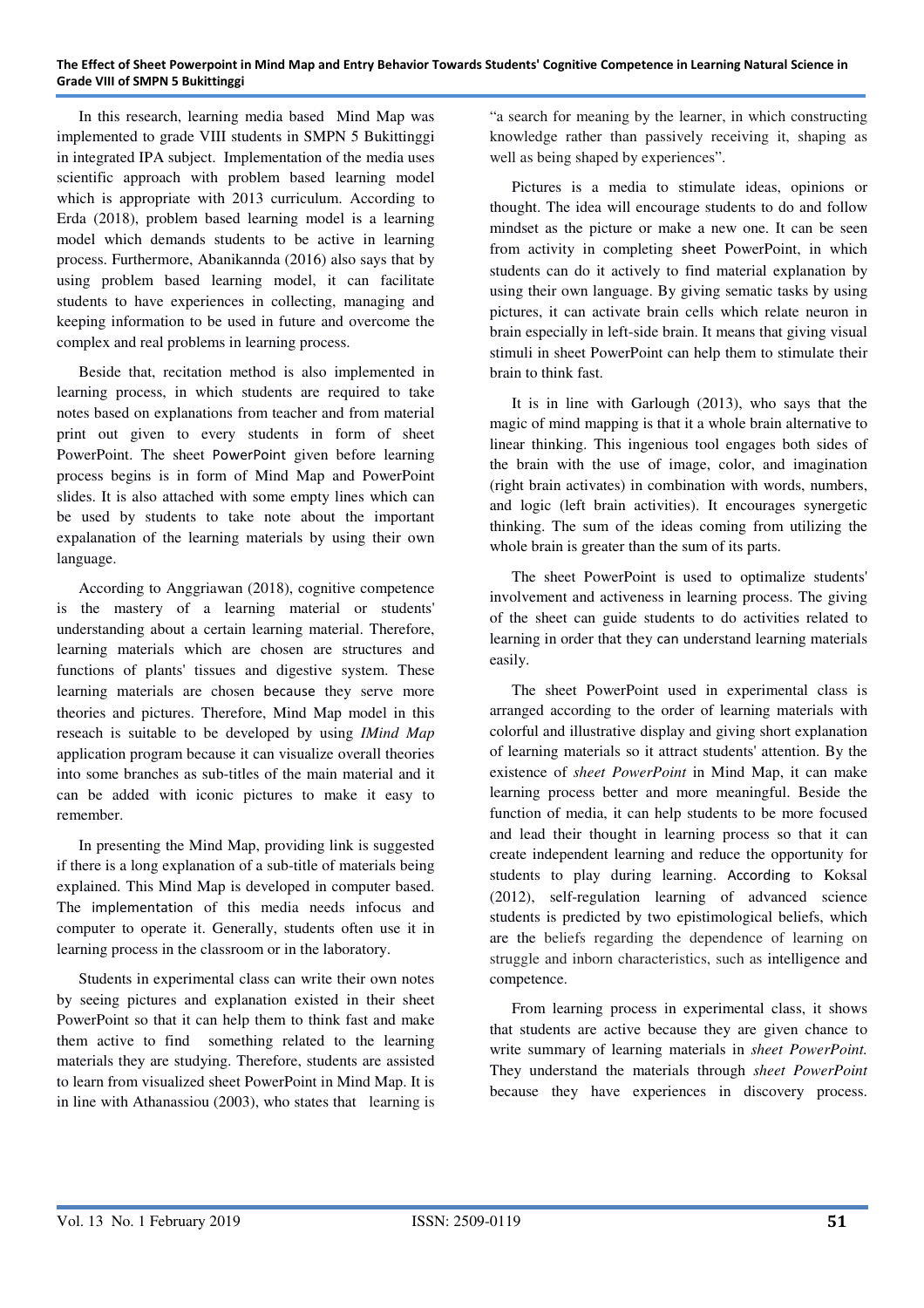In this research, learning media based Mind Map was implemented to grade VIII students in SMPN 5 Bukittinggi in integrated IPA subject. Implementation of the media uses scientific approach with problem based learning model which is appropriate with 2013 curriculum. According to Erda (2018), problem based learning model is a learning model which demands students to be active in learning process. Furthermore, Abanikannda (2016) also says that by using problem based learning model, it can facilitate students to have experiences in collecting, managing and keeping information to be used in future and overcome the complex and real problems in learning process.

Beside that, recitation method is also implemented in learning process, in which students are required to take notes based on explanations from teacher and from material print out given to every students in form of sheet PowerPoint. The sheet PowerPoint given before learning process begins is in form of Mind Map and PowerPoint slides. It is also attached with some empty lines which can be used by students to take note about the important expalanation of the learning materials by using their own language.

According to Anggriawan (2018), cognitive competence is the mastery of a learning material or students' understanding about a certain learning material. Therefore, learning materials which are chosen are structures and functions of plants' tissues and digestive system. These learning materials are chosen because they serve more theories and pictures. Therefore, Mind Map model in this reseach is suitable to be developed by using *IMind Map* application program because it can visualize overall theories into some branches as sub-titles of the main material and it can be added with iconic pictures to make it easy to remember.

In presenting the Mind Map, providing link is suggested if there is a long explanation of a sub-title of materials being explained. This Mind Map is developed in computer based. The implementation of this media needs infocus and computer to operate it. Generally, students often use it in learning process in the classroom or in the laboratory.

Students in experimental class can write their own notes by seeing pictures and explanation existed in their sheet PowerPoint so that it can help them to think fast and make them active to find something related to the learning materials they are studying. Therefore, students are assisted to learn from visualized sheet PowerPoint in Mind Map. It is in line with Athanassiou (2003), who states that learning is "a search for meaning by the learner, in which constructing knowledge rather than passively receiving it, shaping as well as being shaped by experiences".

Pictures is a media to stimulate ideas, opinions or thought. The idea will encourage students to do and follow mindset as the picture or make a new one. It can be seen from activity in completing sheet PowerPoint, in which students can do it actively to find material explanation by using their own language. By giving sematic tasks by using pictures, it can activate brain cells which relate neuron in brain especially in left-side brain. It means that giving visual stimuli in sheet PowerPoint can help them to stimulate their brain to think fast.

It is in line with Garlough (2013), who says that the magic of mind mapping is that it a whole brain alternative to linear thinking. This ingenious tool engages both sides of the brain with the use of image, color, and imagination (right brain activates) in combination with words, numbers, and logic (left brain activities). It encourages synergetic thinking. The sum of the ideas coming from utilizing the whole brain is greater than the sum of its parts.

The sheet PowerPoint is used to optimalize students' involvement and activeness in learning process. The giving of the sheet can guide students to do activities related to learning in order that they can understand learning materials easily.

The sheet PowerPoint used in experimental class is arranged according to the order of learning materials with colorful and illustrative display and giving short explanation of learning materials so it attract students' attention. By the existence of *sheet PowerPoint* in Mind Map, it can make learning process better and more meaningful. Beside the function of media, it can help students to be more focused and lead their thought in learning process so that it can create independent learning and reduce the opportunity for students to play during learning. According to Koksal (2012), self-regulation learning of advanced science students is predicted by two epistimological beliefs, which are the beliefs regarding the dependence of learning on struggle and inborn characteristics, such as intelligence and competence.

From learning process in experimental class, it shows that students are active because they are given chance to write summary of learning materials in *sheet PowerPoint.* They understand the materials through *sheet PowerPoint* because they have experiences in discovery process.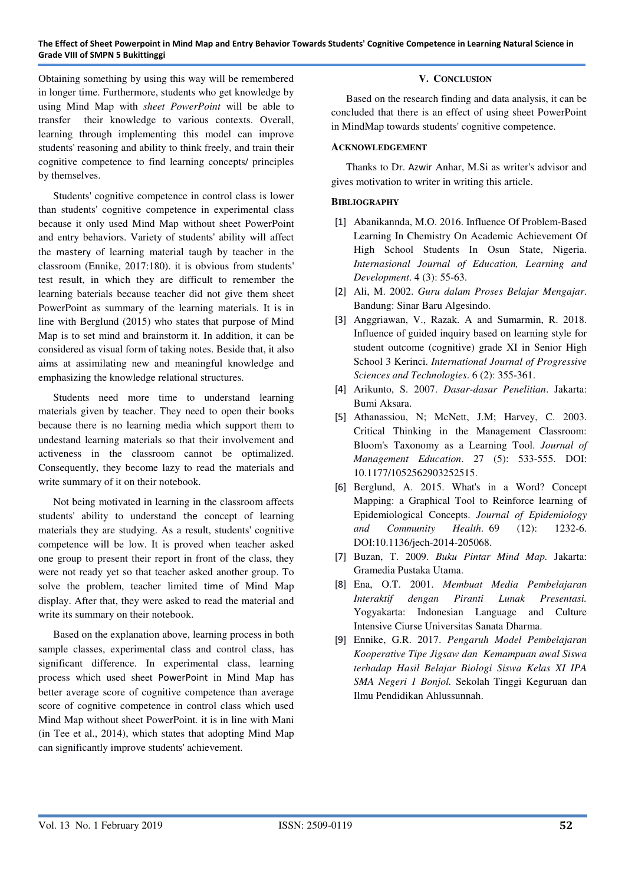Obtaining something by using this way will be remembered in longer time. Furthermore, students who get knowledge by using Mind Map with *sheet PowerPoint* will be able to transfer their knowledge to various contexts. Overall, learning through implementing this model can improve students' reasoning and ability to think freely, and train their cognitive competence to find learning concepts/ principles by themselves.

Students' cognitive competence in control class is lower than students' cognitive competence in experimental class because it only used Mind Map without sheet PowerPoint and entry behaviors. Variety of students' ability will affect the mastery of learning material taugh by teacher in the classroom (Ennike, 2017:180). it is obvious from students' test result, in which they are difficult to remember the learning baterials because teacher did not give them sheet PowerPoint as summary of the learning materials. It is in line with Berglund (2015) who states that purpose of Mind Map is to set mind and brainstorm it. In addition, it can be considered as visual form of taking notes. Beside that, it also aims at assimilating new and meaningful knowledge and emphasizing the knowledge relational structures.

Students need more time to understand learning materials given by teacher. They need to open their books because there is no learning media which support them to undestand learning materials so that their involvement and activeness in the classroom cannot be optimalized. Consequently, they become lazy to read the materials and write summary of it on their notebook.

Not being motivated in learning in the classroom affects students' ability to understand the concept of learning materials they are studying. As a result, students' cognitive competence will be low. It is proved when teacher asked one group to present their report in front of the class, they were not ready yet so that teacher asked another group. To solve the problem, teacher limited time of Mind Map display. After that, they were asked to read the material and write its summary on their notebook.

Based on the explanation above, learning process in both sample classes, experimental class and control class, has significant difference. In experimental class, learning process which used sheet PowerPoint in Mind Map has better average score of cognitive competence than average score of cognitive competence in control class which used Mind Map without sheet PowerPoint. it is in line with Mani (in Tee et al., 2014), which states that adopting Mind Map can significantly improve students' achievement.

## V. Conclusion

Based on the research finding and data analysis, it can be concluded that there is an effect of using sheet PowerPoint in MindMap towards students' cognitive competence.

### Acknowledgement

Thanks to Dr. Azwir Anhar, M.Si as writer's advisor and gives motivation to writer in writing this article.

### Bibliography

[1] Abanikannda, M.O. 2016. Influence Of Problem-Based Learning In Chemistry On Academic Achievement Of High School Students In Osun State, Nigeria. *Internasional Journal of Education, Learning and Development*. 4 (3): 55-63.

[2] Ali, M. 2002. *Guru dalam Proses Belajar Mengajar*. Bandung: Sinar Baru Algesindo.

[3] Anggriawan, V., Razak. A and Sumarmin, R. 2018. Influence of guided inquiry based on learning style for student outcome (cognitive) grade XI in Senior High School 3 Kerinci. *International Journal of Progressive Sciences and Technologies*. 6 (2): 355-361.

[4] Arikunto, S. 2007. *Dasar-dasar Penelitian*. Jakarta: Bumi Aksara.

[5] Athanassiou, N; McNett, J.M; Harvey, C. 2003. Critical Thinking in the Management Classroom: Bloom's Taxonomy as a Learning Tool. *Journal of Management Education*. 27 (5): 533-555. DOI: 10.1177/1052562903252515.

[6] Berglund, A. 2015. What's in a Word? Concept Mapping: a Graphical Tool to Reinforce learning of Epidemiological Concepts. *Journal of Epidemiology and Community Health*. 69 (12): 1232-6. DOI:10.1136/jech-2014-205068.

[7] Buzan, T. 2009. *Buku Pintar Mind Map.* Jakarta: Gramedia Pustaka Utama.

[8] Ena, O.T. 2001. *Membuat Media Pembelajaran Interaktif dengan Piranti Lunak Presentasi.* Yogyakarta: Indonesian Language and Culture Intensive Ciurse Universitas Sanata Dharma.

[9] Ennike, G.R. 2017. *Pengaruh Model Pembelajaran Kooperative Tipe Jigsaw dan Kemampuan awal Siswa terhadap Hasil Belajar Biologi Siswa Kelas XI IPA SMA Negeri 1 Bonjol.* Sekolah Tinggi Keguruan dan Ilmu Pendidikan Ahlussunnah.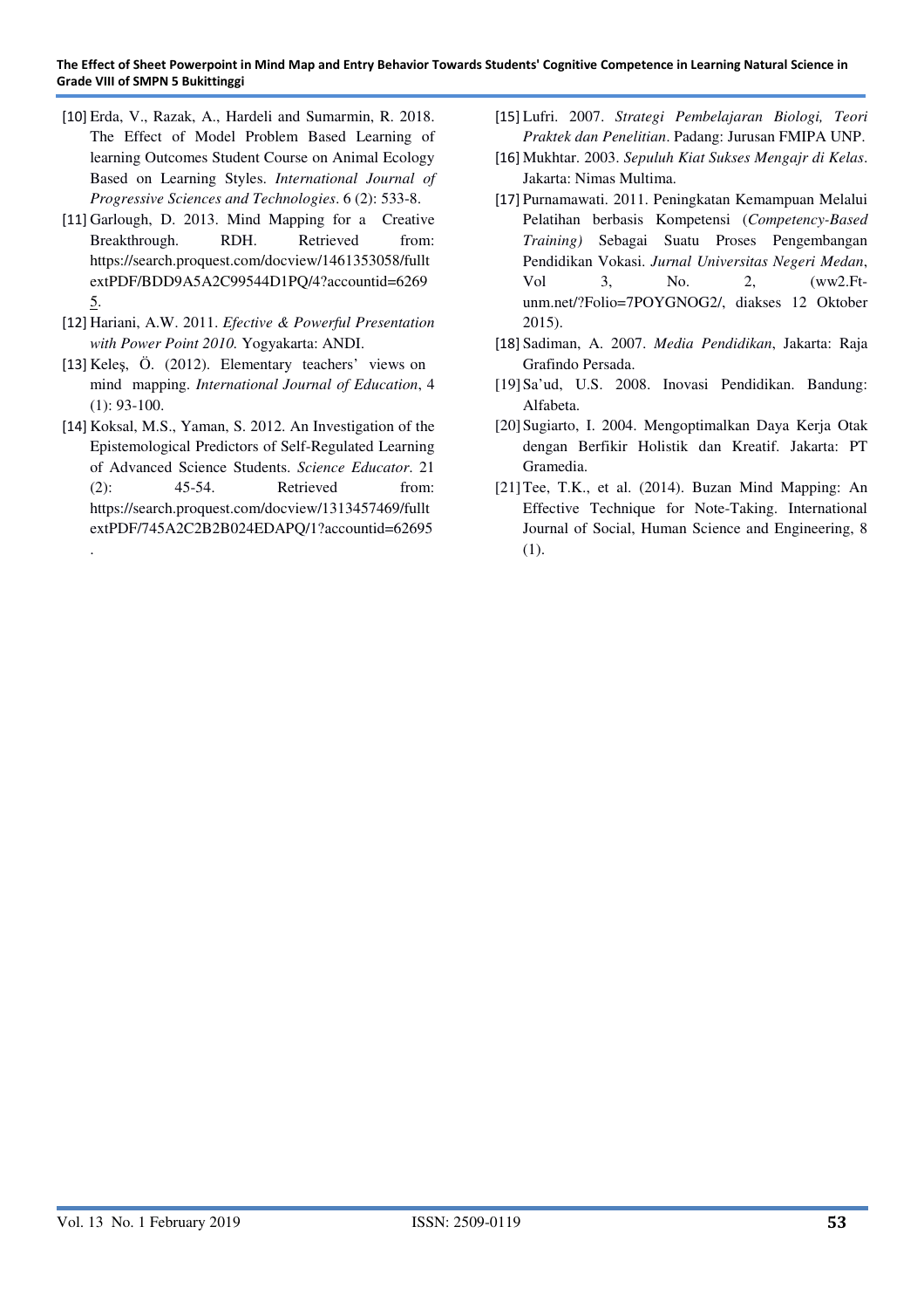[10] Erda, V., Razak, A., Hardeli and Sumarmin, R. 2018. The Effect of Model Problem Based Learning of learning Outcomes Student Course on Animal Ecology Based on Learning Styles. *International Journal of Progressive Sciences and Technologies*. 6 (2): 533-8.

[11] Garlough, D. 2013. Mind Mapping for a Creative Breakthrough. RDH. Retrieved from: https://search.proquest.com/docview/1461353058/fulltextPDF/BDD9A5A2C99544D1PQ/4?accountid=62695.

[12] Hariani, A.W. 2011. *Efective & Powerful Presentation with Power Point 2010.* Yogyakarta: ANDI.

[13] Keleş, Ö. (2012). Elementary teachers' views on mind mapping. *International Journal of Education*, 4 (1): 93-100.

[14] Koksal, M.S., Yaman, S. 2012. An Investigation of the Epistemological Predictors of Self-Regulated Learning of Advanced Science Students. *Science Educator*. 21 (2): 45-54. Retrieved from: https://search.proquest.com/docview/1313457469/fulltextPDF/745A2C2B2B024EDAPQ/1?accountid=62695.

[15] Lufri. 2007. *Strategi Pembelajaran Biologi, Teori Praktek dan Penelitian*. Padang: Jurusan FMIPA UNP.

[16] Mukhtar. 2003. *Sepuluh Kiat Sukses Mengajr di Kelas*. Jakarta: Nimas Multima.

[17] Purnamawati. 2011. Peningkatan Kemampuan Melalui Pelatihan berbasis Kompetensi (*Competency-Based Training)* Sebagai Suatu Proses Pengembangan Pendidikan Vokasi. *Jurnal Universitas Negeri Medan*, Vol 3, No. 2, (ww2.Ft-unm.net/?Folio=7POYGNOG2/, diakses 12 Oktober 2015).

[18] Sadiman, A. 2007. *Media Pendidikan*, Jakarta: Raja Grafindo Persada.

[19] Sa'ud, U.S. 2008. Inovasi Pendidikan. Bandung: Alfabeta.

[20] Sugiarto, I. 2004. Mengoptimalkan Daya Kerja Otak dengan Berfikir Holistik dan Kreatif. Jakarta: PT Gramedia.

[21] Tee, T.K., et al. (2014). Buzan Mind Mapping: An Effective Technique for Note-Taking. International Journal of Social, Human Science and Engineering, 8 (1).